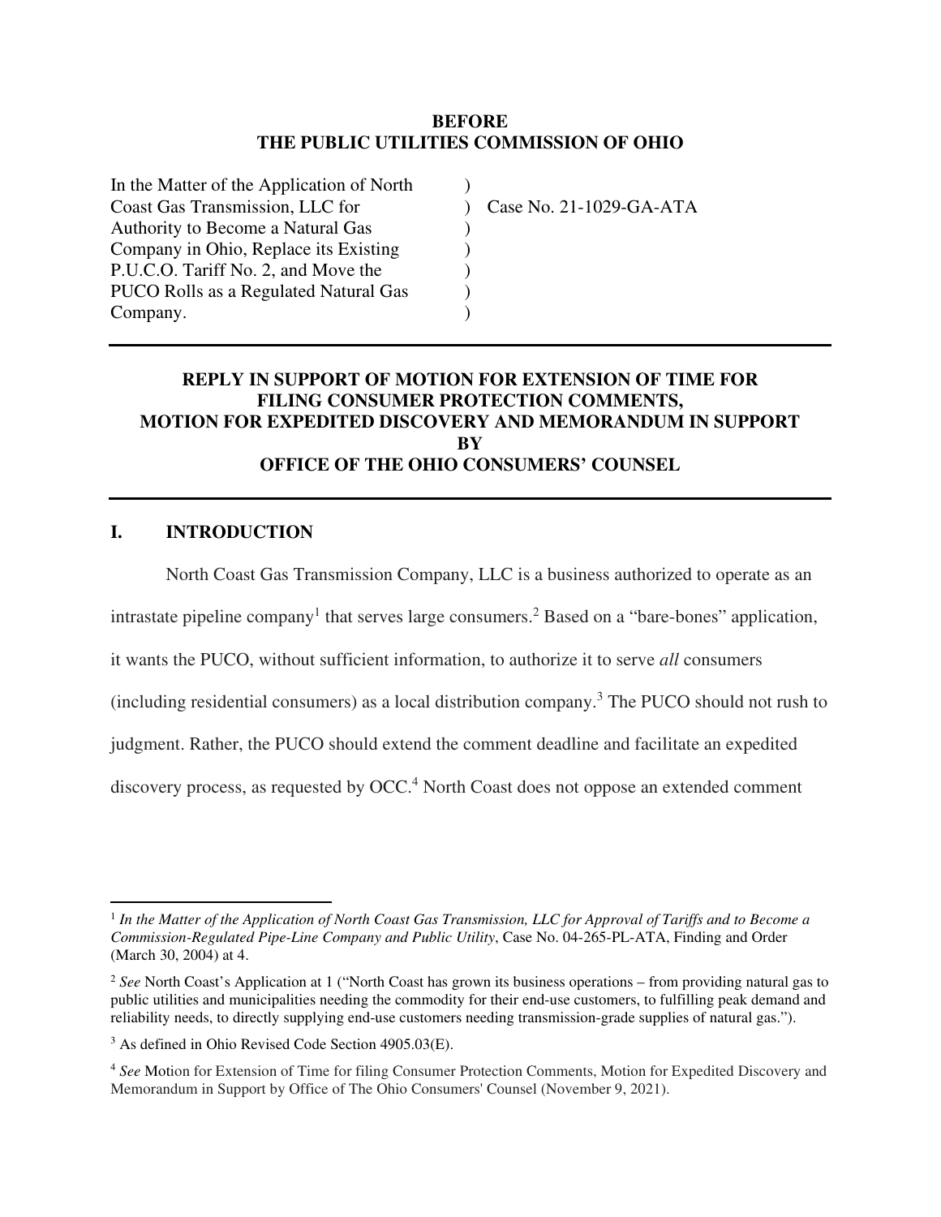**BEFORE**
**THE PUBLIC UTILITIES COMMISSION OF OHIO**

| | | |
|---|---|---|
| In the Matter of the Application of North Coast Gas Transmission, LLC for Authority to Become a Natural Gas Company in Ohio, Replace its Existing P.U.C.O. Tariff No. 2, and Move the PUCO Rolls as a Regulated Natural Gas Company. | ) | Case No. 21-1029-GA-ATA |

---

**REPLY IN SUPPORT OF MOTION FOR EXTENSION OF TIME FOR FILING CONSUMER PROTECTION COMMENTS, MOTION FOR EXPEDITED DISCOVERY AND MEMORANDUM IN SUPPORT BY OFFICE OF THE OHIO CONSUMERS' COUNSEL**

---

## I. INTRODUCTION

North Coast Gas Transmission Company, LLC is a business authorized to operate as an intrastate pipeline company[1] that serves large consumers.[2] Based on a "bare-bones" application, it wants the PUCO, without sufficient information, to authorize it to serve *all* consumers (including residential consumers) as a local distribution company.[3] The PUCO should not rush to judgment. Rather, the PUCO should extend the comment deadline and facilitate an expedited discovery process, as requested by OCC.[4] North Coast does not oppose an extended comment

---

[1] *In the Matter of the Application of North Coast Gas Transmission, LLC for Approval of Tariffs and to Become a Commission-Regulated Pipe-Line Company and Public Utility*, Case No. 04-265-PL-ATA, Finding and Order (March 30, 2004) at 4.

[2] *See* North Coast's Application at 1 ("North Coast has grown its business operations – from providing natural gas to public utilities and municipalities needing the commodity for their end-use customers, to fulfilling peak demand and reliability needs, to directly supplying end-use customers needing transmission-grade supplies of natural gas.").

[3] As defined in Ohio Revised Code Section 4905.03(E).

[4] *See* Motion for Extension of Time for filing Consumer Protection Comments, Motion for Expedited Discovery and Memorandum in Support by Office of The Ohio Consumers' Counsel (November 9, 2021).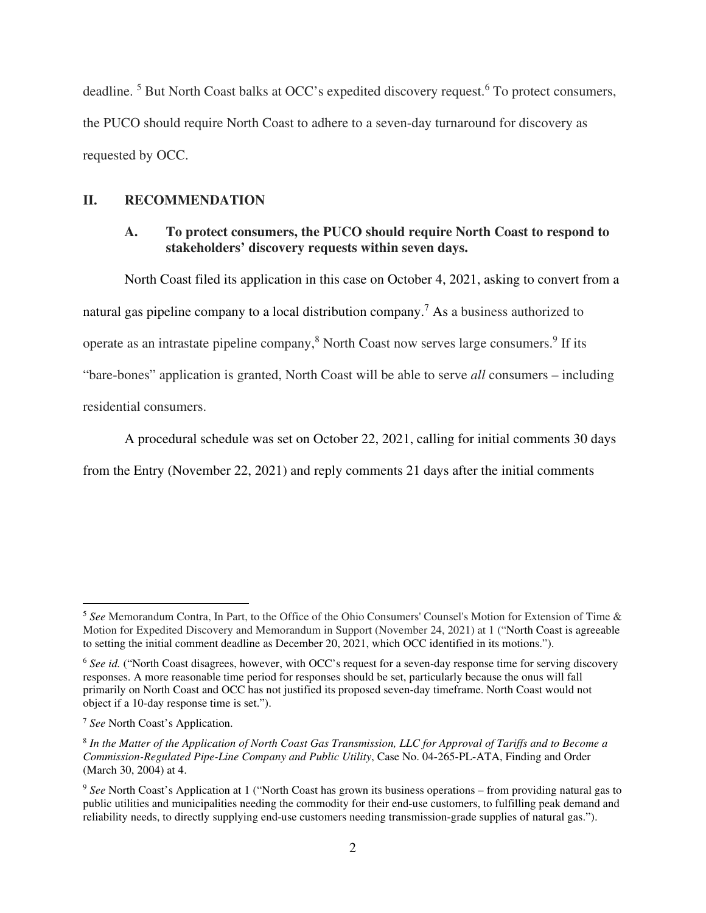deadline. [5] But North Coast balks at OCC's expedited discovery request.[6] To protect consumers, the PUCO should require North Coast to adhere to a seven-day turnaround for discovery as requested by OCC.

## II. RECOMMENDATION

### A. To protect consumers, the PUCO should require North Coast to respond to stakeholders' discovery requests within seven days.

North Coast filed its application in this case on October 4, 2021, asking to convert from a natural gas pipeline company to a local distribution company.[7] As a business authorized to operate as an intrastate pipeline company,[8] North Coast now serves large consumers.[9] If its "bare-bones" application is granted, North Coast will be able to serve *all* consumers – including residential consumers.

A procedural schedule was set on October 22, 2021, calling for initial comments 30 days from the Entry (November 22, 2021) and reply comments 21 days after the initial comments

---

[5] *See* Memorandum Contra, In Part, to the Office of the Ohio Consumers' Counsel's Motion for Extension of Time & Motion for Expedited Discovery and Memorandum in Support (November 24, 2021) at 1 ("North Coast is agreeable to setting the initial comment deadline as December 20, 2021, which OCC identified in its motions.").

[6] *See id.* ("North Coast disagrees, however, with OCC's request for a seven-day response time for serving discovery responses. A more reasonable time period for responses should be set, particularly because the onus will fall primarily on North Coast and OCC has not justified its proposed seven-day timeframe. North Coast would not object if a 10-day response time is set.").

[7] *See* North Coast's Application.

[8] *In the Matter of the Application of North Coast Gas Transmission, LLC for Approval of Tariffs and to Become a Commission-Regulated Pipe-Line Company and Public Utility*, Case No. 04-265-PL-ATA, Finding and Order (March 30, 2004) at 4.

[9] *See* North Coast's Application at 1 ("North Coast has grown its business operations – from providing natural gas to public utilities and municipalities needing the commodity for their end-use customers, to fulfilling peak demand and reliability needs, to directly supplying end-use customers needing transmission-grade supplies of natural gas.").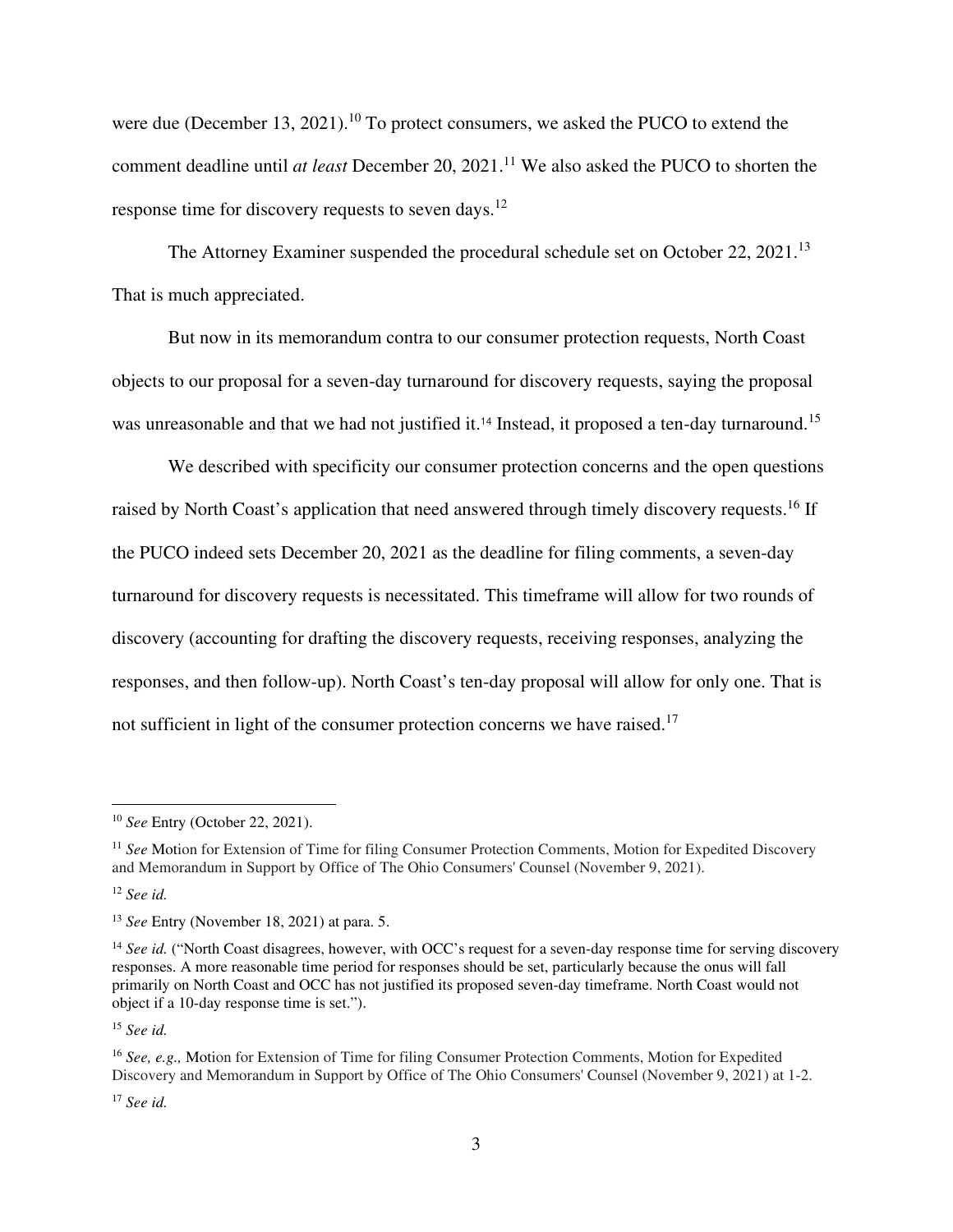were due (December 13, 2021).[10] To protect consumers, we asked the PUCO to extend the comment deadline until *at least* December 20, 2021.[11] We also asked the PUCO to shorten the response time for discovery requests to seven days.[12]

The Attorney Examiner suspended the procedural schedule set on October 22, 2021.[13] That is much appreciated.

But now in its memorandum contra to our consumer protection requests, North Coast objects to our proposal for a seven-day turnaround for discovery requests, saying the proposal was unreasonable and that we had not justified it.[14] Instead, it proposed a ten-day turnaround.[15]

We described with specificity our consumer protection concerns and the open questions raised by North Coast's application that need answered through timely discovery requests.[16] If the PUCO indeed sets December 20, 2021 as the deadline for filing comments, a seven-day turnaround for discovery requests is necessitated. This timeframe will allow for two rounds of discovery (accounting for drafting the discovery requests, receiving responses, analyzing the responses, and then follow-up). North Coast's ten-day proposal will allow for only one. That is not sufficient in light of the consumer protection concerns we have raised.[17]

---

[10] *See* Entry (October 22, 2021).

[11] *See* Motion for Extension of Time for filing Consumer Protection Comments, Motion for Expedited Discovery and Memorandum in Support by Office of The Ohio Consumers' Counsel (November 9, 2021).

[12] *See id.*

[13] *See* Entry (November 18, 2021) at para. 5.

[14] *See id.* ("North Coast disagrees, however, with OCC's request for a seven-day response time for serving discovery responses. A more reasonable time period for responses should be set, particularly because the onus will fall primarily on North Coast and OCC has not justified its proposed seven-day timeframe. North Coast would not object if a 10-day response time is set.").

[15] *See id.*

[16] *See, e.g.,* Motion for Extension of Time for filing Consumer Protection Comments, Motion for Expedited Discovery and Memorandum in Support by Office of The Ohio Consumers' Counsel (November 9, 2021) at 1-2.

[17] *See id.*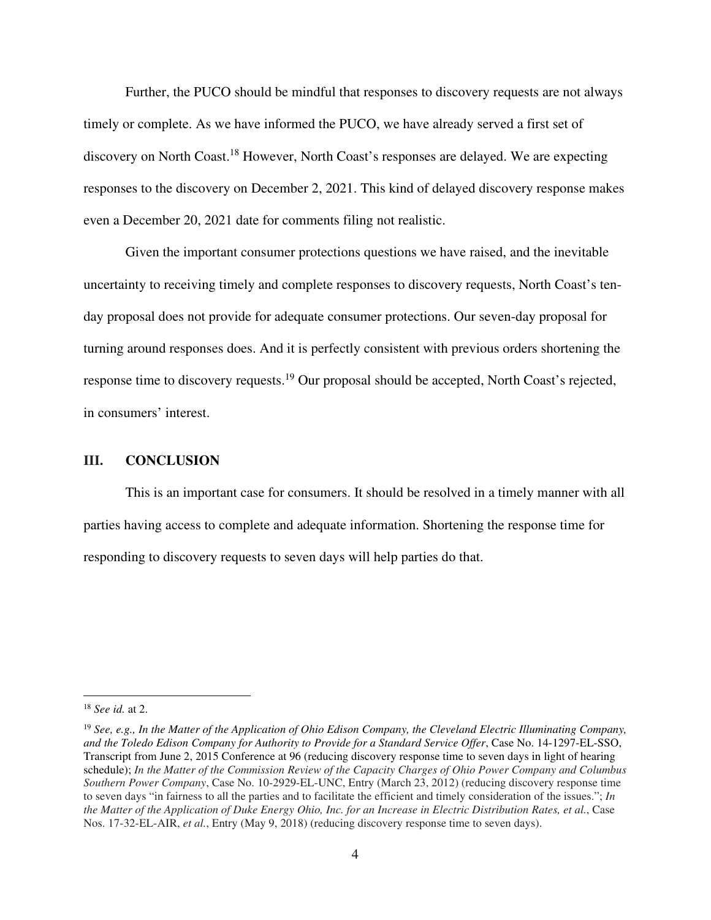Further, the PUCO should be mindful that responses to discovery requests are not always timely or complete. As we have informed the PUCO, we have already served a first set of discovery on North Coast.[18] However, North Coast's responses are delayed. We are expecting responses to the discovery on December 2, 2021. This kind of delayed discovery response makes even a December 20, 2021 date for comments filing not realistic.

Given the important consumer protections questions we have raised, and the inevitable uncertainty to receiving timely and complete responses to discovery requests, North Coast's ten-day proposal does not provide for adequate consumer protections. Our seven-day proposal for turning around responses does. And it is perfectly consistent with previous orders shortening the response time to discovery requests.[19] Our proposal should be accepted, North Coast's rejected, in consumers' interest.

## III. CONCLUSION

This is an important case for consumers. It should be resolved in a timely manner with all parties having access to complete and adequate information. Shortening the response time for responding to discovery requests to seven days will help parties do that.

---

[18] *See id.* at 2.

[19] *See, e.g., In the Matter of the Application of Ohio Edison Company, the Cleveland Electric Illuminating Company, and the Toledo Edison Company for Authority to Provide for a Standard Service Offer*, Case No. 14-1297-EL-SSO, Transcript from June 2, 2015 Conference at 96 (reducing discovery response time to seven days in light of hearing schedule); *In the Matter of the Commission Review of the Capacity Charges of Ohio Power Company and Columbus Southern Power Company*, Case No. 10-2929-EL-UNC, Entry (March 23, 2012) (reducing discovery response time to seven days "in fairness to all the parties and to facilitate the efficient and timely consideration of the issues."; *In the Matter of the Application of Duke Energy Ohio, Inc. for an Increase in Electric Distribution Rates, et al.*, Case Nos. 17-32-EL-AIR, *et al.*, Entry (May 9, 2018) (reducing discovery response time to seven days).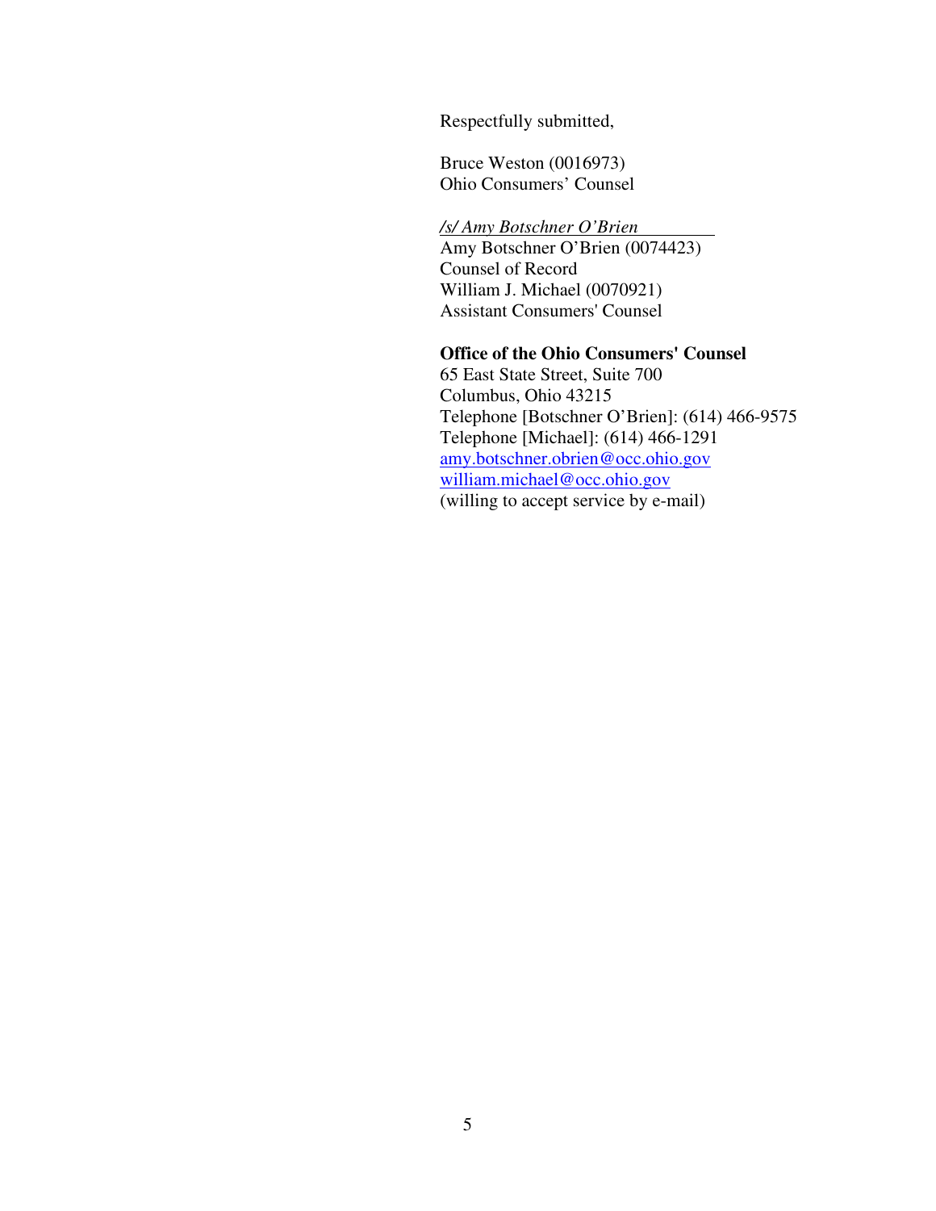Respectfully submitted,

Bruce Weston (0016973)
Ohio Consumers' Counsel

*/s/ Amy Botschner O'Brien*
Amy Botschner O'Brien (0074423)
Counsel of Record
William J. Michael (0070921)
Assistant Consumers' Counsel

**Office of the Ohio Consumers' Counsel**
65 East State Street, Suite 700
Columbus, Ohio 43215
Telephone [Botschner O'Brien]: (614) 466-9575
Telephone [Michael]: (614) 466-1291
amy.botschner.obrien@occ.ohio.gov
william.michael@occ.ohio.gov
(willing to accept service by e-mail)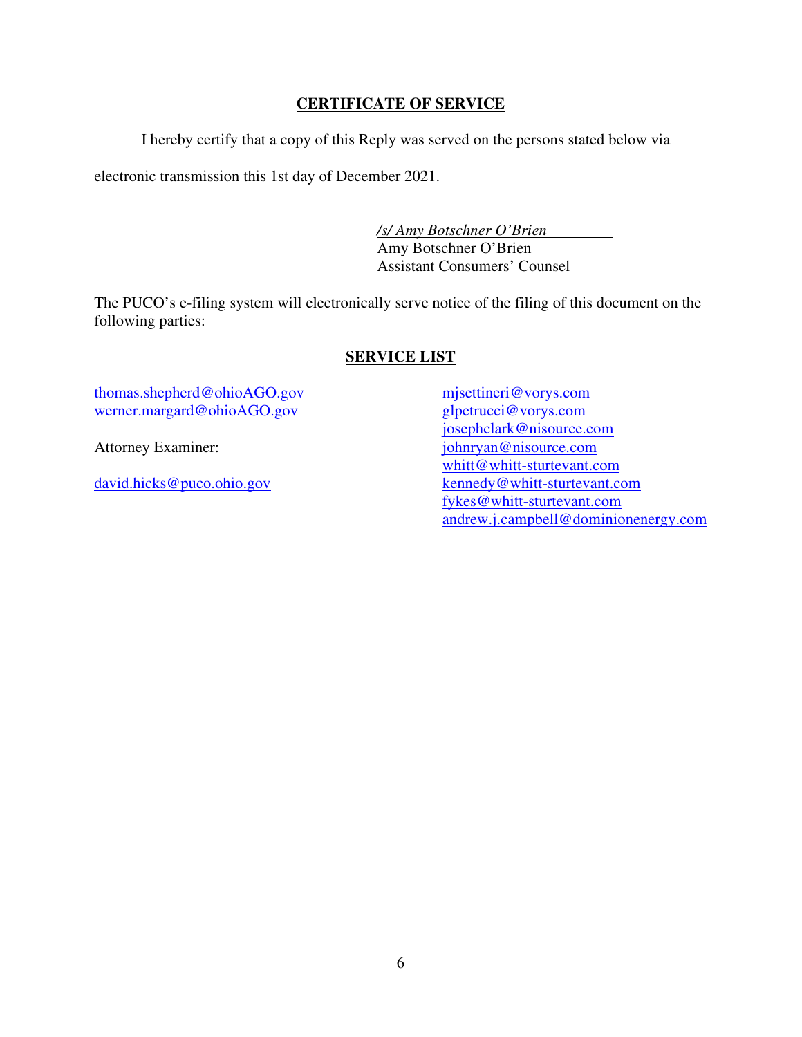## CERTIFICATE OF SERVICE

I hereby certify that a copy of this Reply was served on the persons stated below via electronic transmission this 1st day of December 2021.

*/s/ Amy Botschner O'Brien*
Amy Botschner O'Brien
Assistant Consumers' Counsel

The PUCO's e-filing system will electronically serve notice of the filing of this document on the following parties:

## SERVICE LIST

thomas.shepherd@ohioAGO.gov
werner.margard@ohioAGO.gov

Attorney Examiner:

david.hicks@puco.ohio.gov

mjsettineri@vorys.com
glpetrucci@vorys.com
josephclark@nisource.com
johnryan@nisource.com
whitt@whitt-sturtevant.com
kennedy@whitt-sturtevant.com
fykes@whitt-sturtevant.com
andrew.j.campbell@dominionenergy.com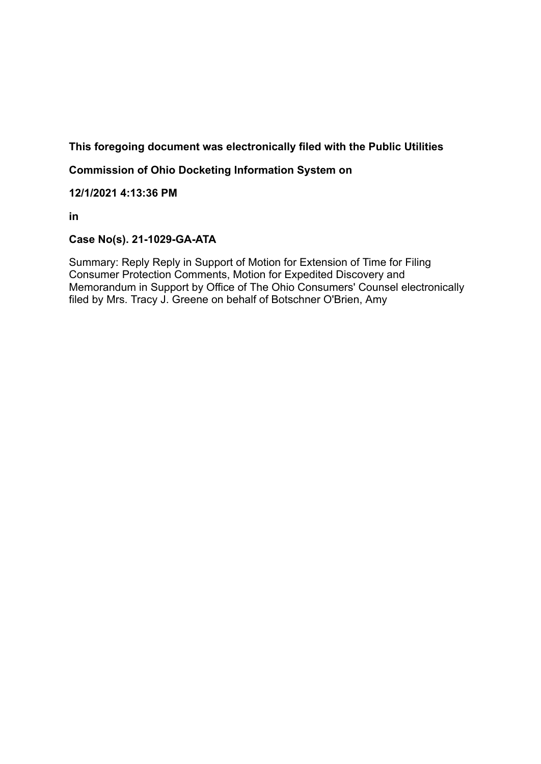**This foregoing document was electronically filed with the Public Utilities**

**Commission of Ohio Docketing Information System on**

**12/1/2021 4:13:36 PM**

**in**

**Case No(s). 21-1029-GA-ATA**

Summary: Reply Reply in Support of Motion for Extension of Time for Filing Consumer Protection Comments, Motion for Expedited Discovery and Memorandum in Support by Office of The Ohio Consumers' Counsel electronically filed by Mrs. Tracy J. Greene on behalf of Botschner O'Brien, Amy